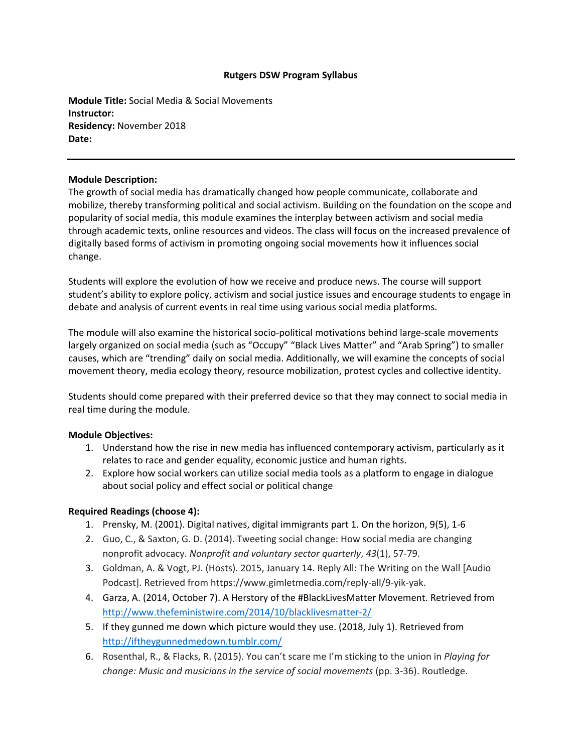**Rutgers DSW Program Syllabus**

**Module Title:** Social Media & Social Movements
**Instructor:**
**Residency:** November 2018
**Date:**

---

**Module Description:**
The growth of social media has dramatically changed how people communicate, collaborate and mobilize, thereby transforming political and social activism. Building on the foundation on the scope and popularity of social media, this module examines the interplay between activism and social media through academic texts, online resources and videos. The class will focus on the increased prevalence of digitally based forms of activism in promoting ongoing social movements how it influences social change.

Students will explore the evolution of how we receive and produce news. The course will support student's ability to explore policy, activism and social justice issues and encourage students to engage in debate and analysis of current events in real time using various social media platforms.

The module will also examine the historical socio-political motivations behind large-scale movements largely organized on social media (such as "Occupy" "Black Lives Matter" and "Arab Spring") to smaller causes, which are "trending" daily on social media. Additionally, we will examine the concepts of social movement theory, media ecology theory, resource mobilization, protest cycles and collective identity.

Students should come prepared with their preferred device so that they may connect to social media in real time during the module.

**Module Objectives:**

1. Understand how the rise in new media has influenced contemporary activism, particularly as it relates to race and gender equality, economic justice and human rights.
2. Explore how social workers can utilize social media tools as a platform to engage in dialogue about social policy and effect social or political change

**Required Readings (choose 4):**

1. Prensky, M. (2001). Digital natives, digital immigrants part 1. On the horizon, 9(5), 1-6
2. Guo, C., & Saxton, G. D. (2014). Tweeting social change: How social media are changing nonprofit advocacy. *Nonprofit and voluntary sector quarterly*, *43*(1), 57-79.
3. Goldman, A. & Vogt, PJ. (Hosts). 2015, January 14. Reply All: The Writing on the Wall [Audio Podcast]. Retrieved from https://www.gimletmedia.com/reply-all/9-yik-yak.
4. Garza, A. (2014, October 7). A Herstory of the #BlackLivesMatter Movement. Retrieved from http://www.thefeministwire.com/2014/10/blacklivesmatter-2/
5. If they gunned me down which picture would they use. (2018, July 1). Retrieved from http://iftheygunnedmedown.tumblr.com/
6. Rosenthal, R., & Flacks, R. (2015). You can't scare me I'm sticking to the union in *Playing for change: Music and musicians in the service of social movements* (pp. 3-36). Routledge.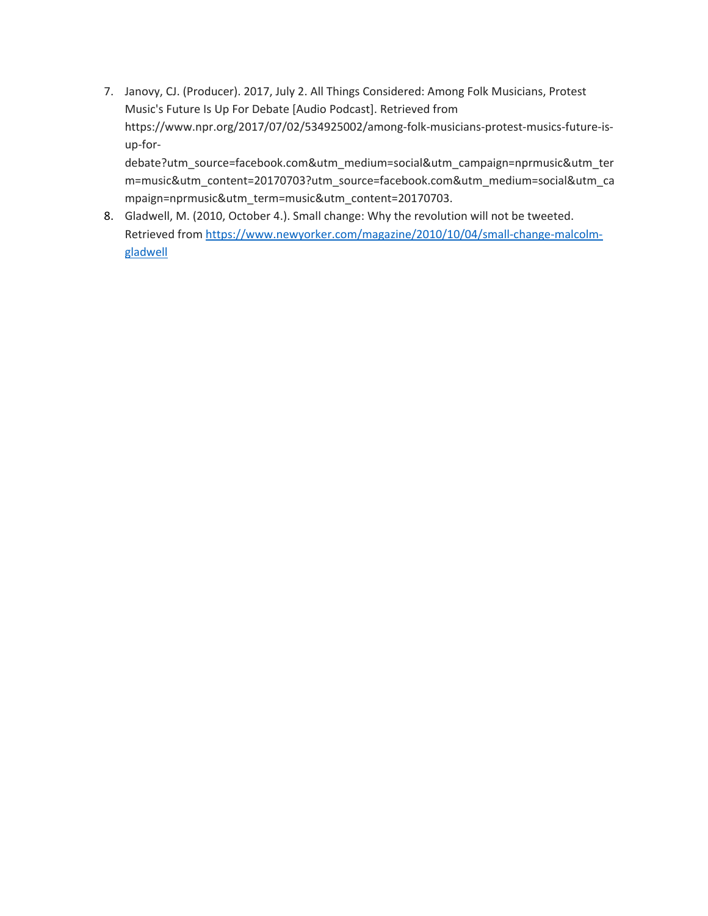7. Janovy, CJ. (Producer). 2017, July 2. All Things Considered: Among Folk Musicians, Protest Music's Future Is Up For Debate [Audio Podcast]. Retrieved from https://www.npr.org/2017/07/02/534925002/among-folk-musicians-protest-musics-future-is-up-for-debate?utm_source=facebook.com&utm_medium=social&utm_campaign=nprmusic&utm_term=music&utm_content=20170703?utm_source=facebook.com&utm_medium=social&utm_campaign=nprmusic&utm_term=music&utm_content=20170703.
8. Gladwell, M. (2010, October 4.). Small change: Why the revolution will not be tweeted. Retrieved from [https://www.newyorker.com/magazine/2010/10/04/small-change-malcolm-gladwell](https://www.newyorker.com/magazine/2010/10/04/small-change-malcolm-gladwell)